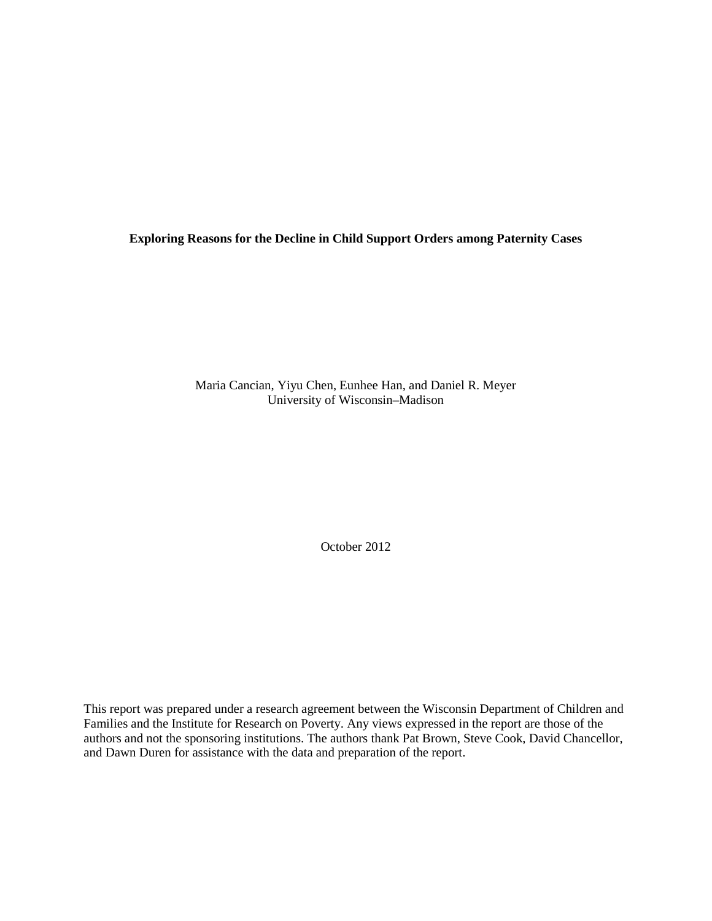# Exploring Reasons for the Decline in Child Support Orders among Paternity Cases

Maria Cancian, Yiyu Chen, Eunhee Han, and Daniel R. Meyer
University of Wisconsin–Madison

October 2012

This report was prepared under a research agreement between the Wisconsin Department of Children and Families and the Institute for Research on Poverty. Any views expressed in the report are those of the authors and not the sponsoring institutions. The authors thank Pat Brown, Steve Cook, David Chancellor, and Dawn Duren for assistance with the data and preparation of the report.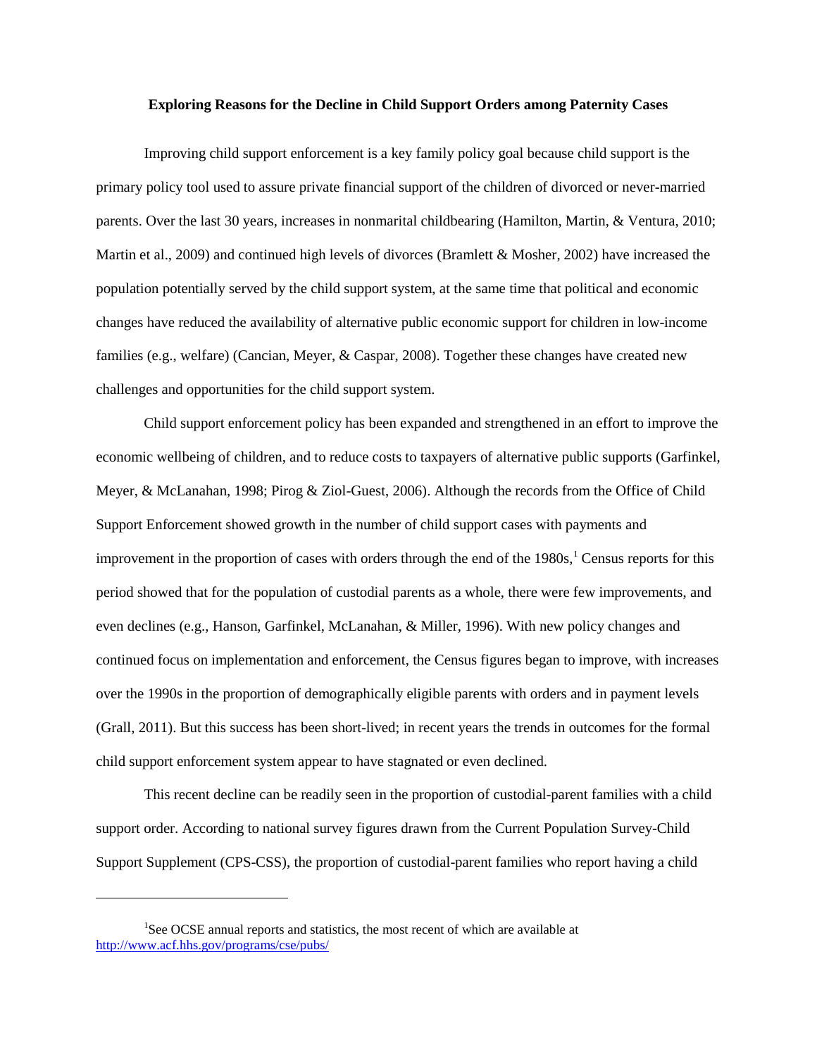**Exploring Reasons for the Decline in Child Support Orders among Paternity Cases**

Improving child support enforcement is a key family policy goal because child support is the primary policy tool used to assure private financial support of the children of divorced or never-married parents. Over the last 30 years, increases in nonmarital childbearing (Hamilton, Martin, & Ventura, 2010; Martin et al., 2009) and continued high levels of divorces (Bramlett & Mosher, 2002) have increased the population potentially served by the child support system, at the same time that political and economic changes have reduced the availability of alternative public economic support for children in low-income families (e.g., welfare) (Cancian, Meyer, & Caspar, 2008). Together these changes have created new challenges and opportunities for the child support system.

Child support enforcement policy has been expanded and strengthened in an effort to improve the economic wellbeing of children, and to reduce costs to taxpayers of alternative public supports (Garfinkel, Meyer, & McLanahan, 1998; Pirog & Ziol-Guest, 2006). Although the records from the Office of Child Support Enforcement showed growth in the number of child support cases with payments and improvement in the proportion of cases with orders through the end of the 1980s,[1] Census reports for this period showed that for the population of custodial parents as a whole, there were few improvements, and even declines (e.g., Hanson, Garfinkel, McLanahan, & Miller, 1996). With new policy changes and continued focus on implementation and enforcement, the Census figures began to improve, with increases over the 1990s in the proportion of demographically eligible parents with orders and in payment levels (Grall, 2011). But this success has been short-lived; in recent years the trends in outcomes for the formal child support enforcement system appear to have stagnated or even declined.

This recent decline can be readily seen in the proportion of custodial-parent families with a child support order. According to national survey figures drawn from the Current Population Survey-Child Support Supplement (CPS-CSS), the proportion of custodial-parent families who report having a child

---

[1]See OCSE annual reports and statistics, the most recent of which are available at http://www.acf.hhs.gov/programs/cse/pubs/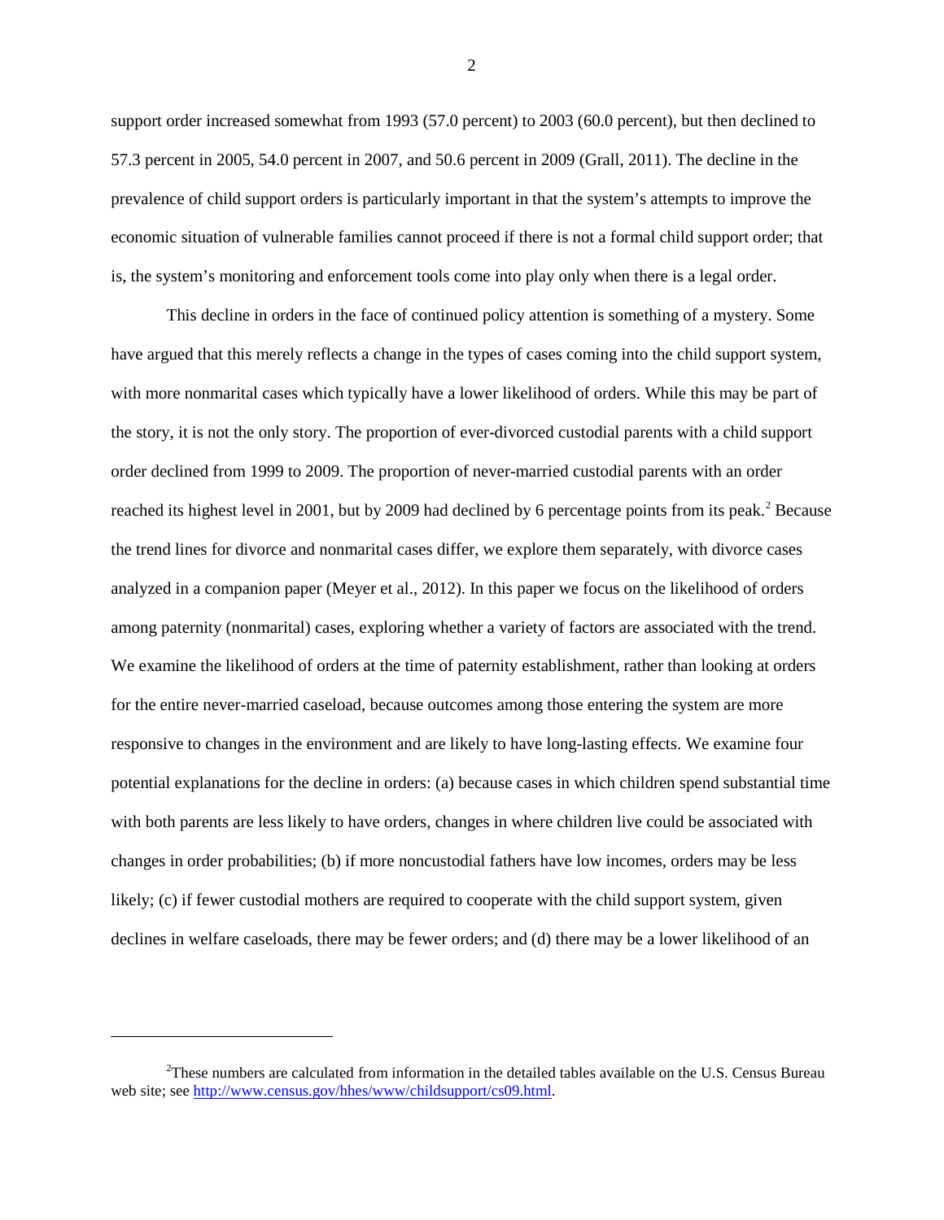support order increased somewhat from 1993 (57.0 percent) to 2003 (60.0 percent), but then declined to 57.3 percent in 2005, 54.0 percent in 2007, and 50.6 percent in 2009 (Grall, 2011). The decline in the prevalence of child support orders is particularly important in that the system's attempts to improve the economic situation of vulnerable families cannot proceed if there is not a formal child support order; that is, the system's monitoring and enforcement tools come into play only when there is a legal order.

This decline in orders in the face of continued policy attention is something of a mystery. Some have argued that this merely reflects a change in the types of cases coming into the child support system, with more nonmarital cases which typically have a lower likelihood of orders. While this may be part of the story, it is not the only story. The proportion of ever-divorced custodial parents with a child support order declined from 1999 to 2009. The proportion of never-married custodial parents with an order reached its highest level in 2001, but by 2009 had declined by 6 percentage points from its peak.[2] Because the trend lines for divorce and nonmarital cases differ, we explore them separately, with divorce cases analyzed in a companion paper (Meyer et al., 2012). In this paper we focus on the likelihood of orders among paternity (nonmarital) cases, exploring whether a variety of factors are associated with the trend. We examine the likelihood of orders at the time of paternity establishment, rather than looking at orders for the entire never-married caseload, because outcomes among those entering the system are more responsive to changes in the environment and are likely to have long-lasting effects. We examine four potential explanations for the decline in orders: (a) because cases in which children spend substantial time with both parents are less likely to have orders, changes in where children live could be associated with changes in order probabilities; (b) if more noncustodial fathers have low incomes, orders may be less likely; (c) if fewer custodial mothers are required to cooperate with the child support system, given declines in welfare caseloads, there may be fewer orders; and (d) there may be a lower likelihood of an

---

[2]These numbers are calculated from information in the detailed tables available on the U.S. Census Bureau web site; see http://www.census.gov/hhes/www/childsupport/cs09.html.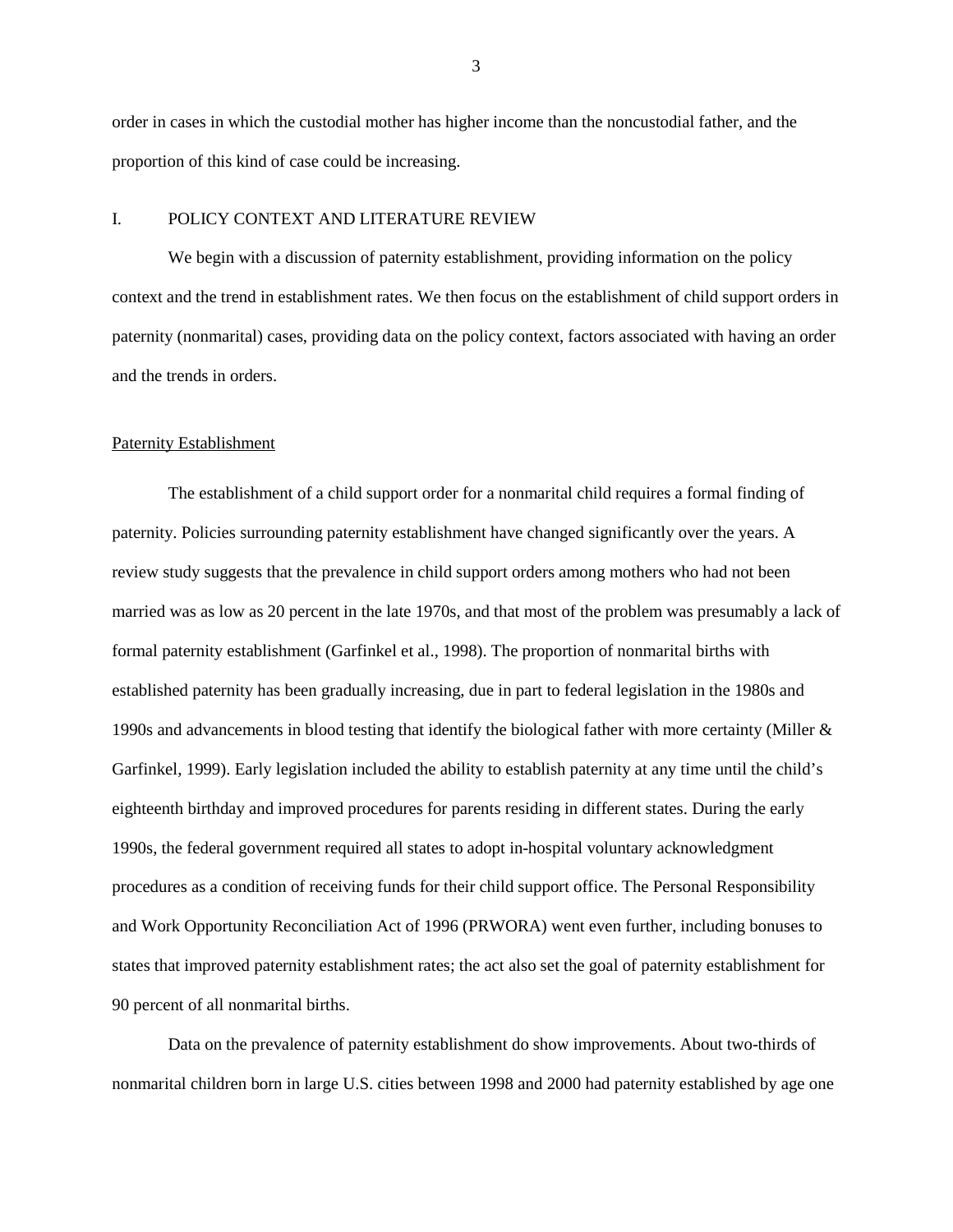order in cases in which the custodial mother has higher income than the noncustodial father, and the proportion of this kind of case could be increasing.

## I. POLICY CONTEXT AND LITERATURE REVIEW

We begin with a discussion of paternity establishment, providing information on the policy context and the trend in establishment rates. We then focus on the establishment of child support orders in paternity (nonmarital) cases, providing data on the policy context, factors associated with having an order and the trends in orders.

### Paternity Establishment

The establishment of a child support order for a nonmarital child requires a formal finding of paternity. Policies surrounding paternity establishment have changed significantly over the years. A review study suggests that the prevalence in child support orders among mothers who had not been married was as low as 20 percent in the late 1970s, and that most of the problem was presumably a lack of formal paternity establishment (Garfinkel et al., 1998). The proportion of nonmarital births with established paternity has been gradually increasing, due in part to federal legislation in the 1980s and 1990s and advancements in blood testing that identify the biological father with more certainty (Miller & Garfinkel, 1999). Early legislation included the ability to establish paternity at any time until the child's eighteenth birthday and improved procedures for parents residing in different states. During the early 1990s, the federal government required all states to adopt in-hospital voluntary acknowledgment procedures as a condition of receiving funds for their child support office. The Personal Responsibility and Work Opportunity Reconciliation Act of 1996 (PRWORA) went even further, including bonuses to states that improved paternity establishment rates; the act also set the goal of paternity establishment for 90 percent of all nonmarital births.

Data on the prevalence of paternity establishment do show improvements. About two-thirds of nonmarital children born in large U.S. cities between 1998 and 2000 had paternity established by age one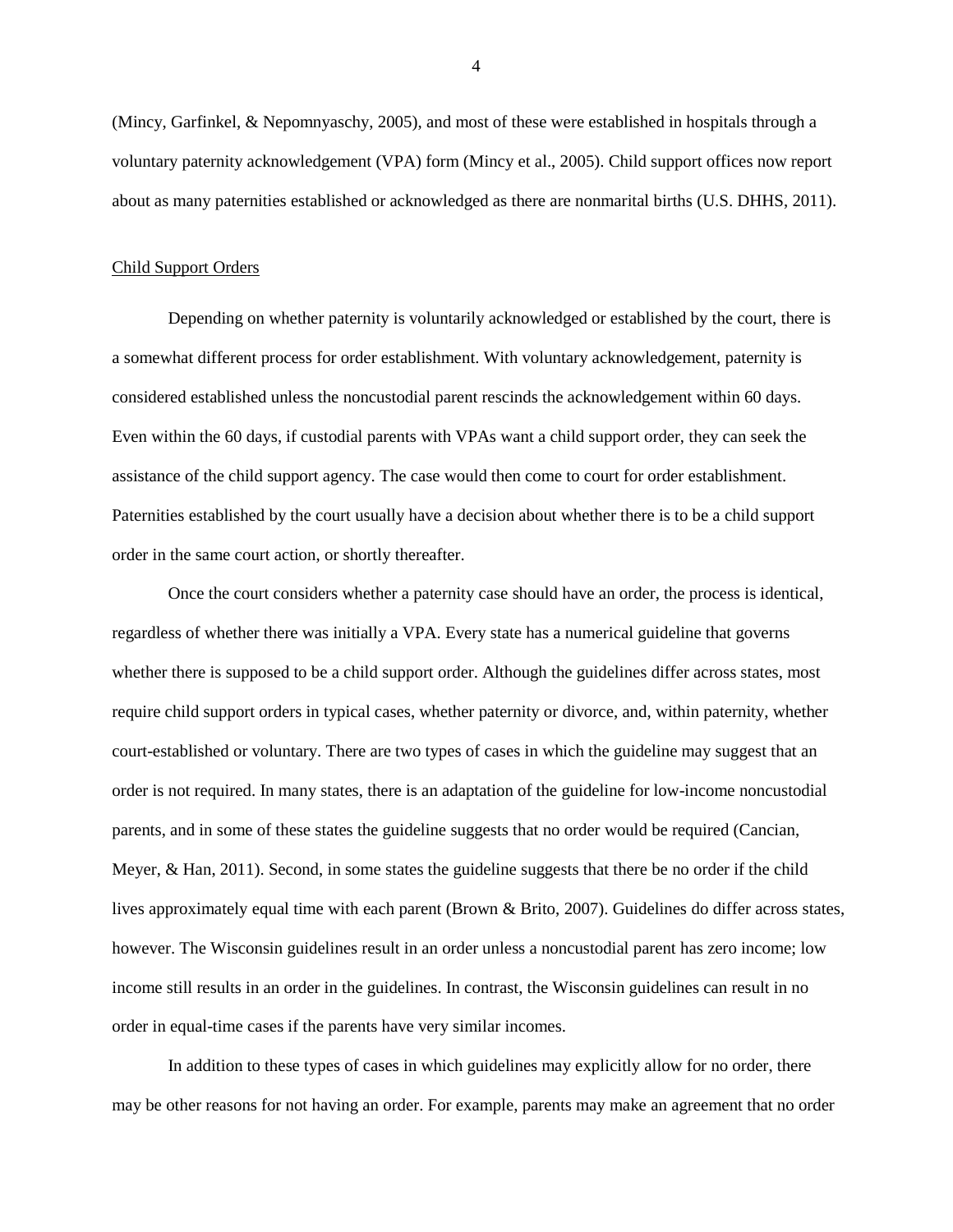(Mincy, Garfinkel, & Nepomnyaschy, 2005), and most of these were established in hospitals through a voluntary paternity acknowledgement (VPA) form (Mincy et al., 2005). Child support offices now report about as many paternities established or acknowledged as there are nonmarital births (U.S. DHHS, 2011).

## Child Support Orders

Depending on whether paternity is voluntarily acknowledged or established by the court, there is a somewhat different process for order establishment. With voluntary acknowledgement, paternity is considered established unless the noncustodial parent rescinds the acknowledgement within 60 days. Even within the 60 days, if custodial parents with VPAs want a child support order, they can seek the assistance of the child support agency. The case would then come to court for order establishment. Paternities established by the court usually have a decision about whether there is to be a child support order in the same court action, or shortly thereafter.

Once the court considers whether a paternity case should have an order, the process is identical, regardless of whether there was initially a VPA. Every state has a numerical guideline that governs whether there is supposed to be a child support order. Although the guidelines differ across states, most require child support orders in typical cases, whether paternity or divorce, and, within paternity, whether court-established or voluntary. There are two types of cases in which the guideline may suggest that an order is not required. In many states, there is an adaptation of the guideline for low-income noncustodial parents, and in some of these states the guideline suggests that no order would be required (Cancian, Meyer, & Han, 2011). Second, in some states the guideline suggests that there be no order if the child lives approximately equal time with each parent (Brown & Brito, 2007). Guidelines do differ across states, however. The Wisconsin guidelines result in an order unless a noncustodial parent has zero income; low income still results in an order in the guidelines. In contrast, the Wisconsin guidelines can result in no order in equal-time cases if the parents have very similar incomes.

In addition to these types of cases in which guidelines may explicitly allow for no order, there may be other reasons for not having an order. For example, parents may make an agreement that no order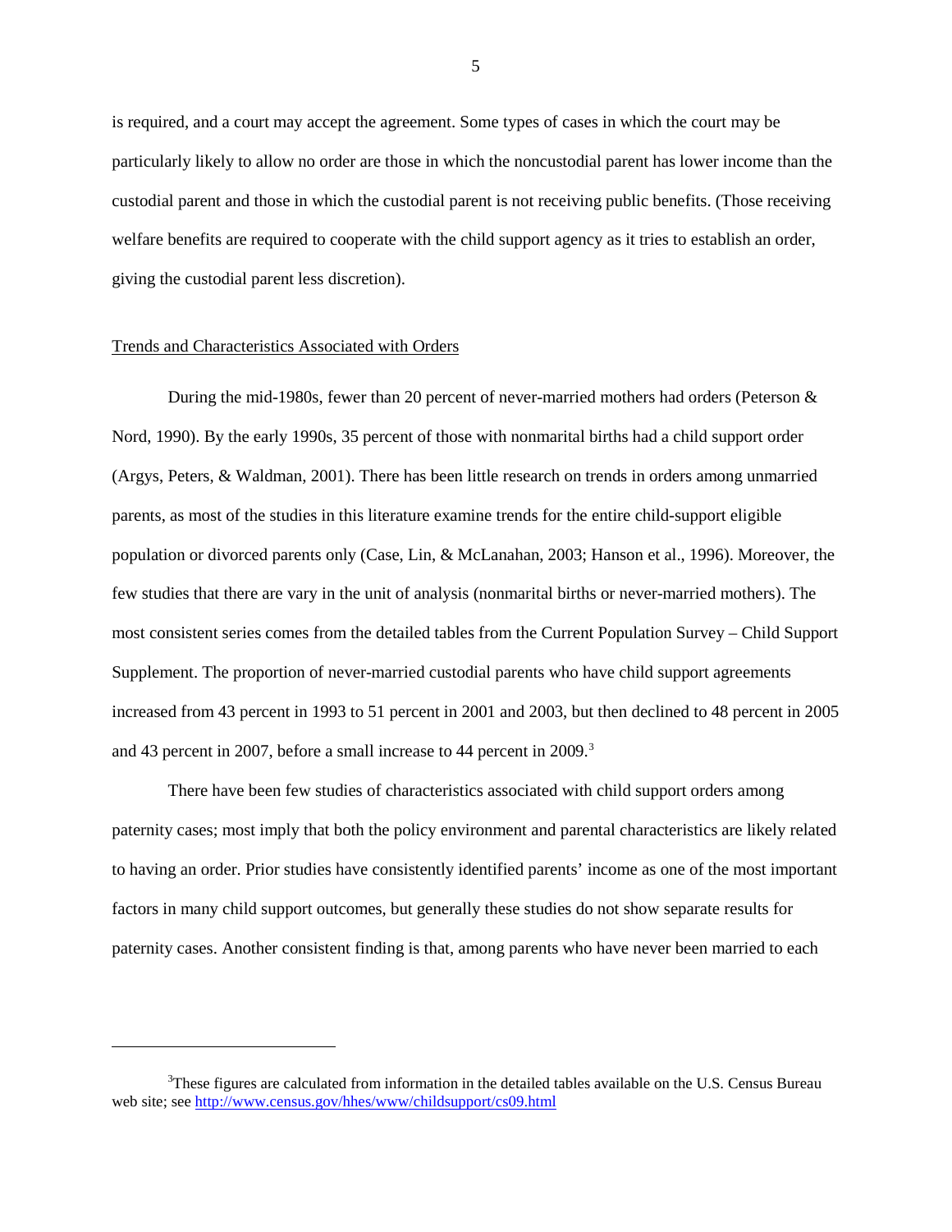is required, and a court may accept the agreement. Some types of cases in which the court may be particularly likely to allow no order are those in which the noncustodial parent has lower income than the custodial parent and those in which the custodial parent is not receiving public benefits. (Those receiving welfare benefits are required to cooperate with the child support agency as it tries to establish an order, giving the custodial parent less discretion).

<u>Trends and Characteristics Associated with Orders</u>

During the mid-1980s, fewer than 20 percent of never-married mothers had orders (Peterson & Nord, 1990). By the early 1990s, 35 percent of those with nonmarital births had a child support order (Argys, Peters, & Waldman, 2001). There has been little research on trends in orders among unmarried parents, as most of the studies in this literature examine trends for the entire child-support eligible population or divorced parents only (Case, Lin, & McLanahan, 2003; Hanson et al., 1996). Moreover, the few studies that there are vary in the unit of analysis (nonmarital births or never-married mothers). The most consistent series comes from the detailed tables from the Current Population Survey – Child Support Supplement. The proportion of never-married custodial parents who have child support agreements increased from 43 percent in 1993 to 51 percent in 2001 and 2003, but then declined to 48 percent in 2005 and 43 percent in 2007, before a small increase to 44 percent in 2009.[3]

There have been few studies of characteristics associated with child support orders among paternity cases; most imply that both the policy environment and parental characteristics are likely related to having an order. Prior studies have consistently identified parents' income as one of the most important factors in many child support outcomes, but generally these studies do not show separate results for paternity cases. Another consistent finding is that, among parents who have never been married to each

---

[3]These figures are calculated from information in the detailed tables available on the U.S. Census Bureau web site; see http://www.census.gov/hhes/www/childsupport/cs09.html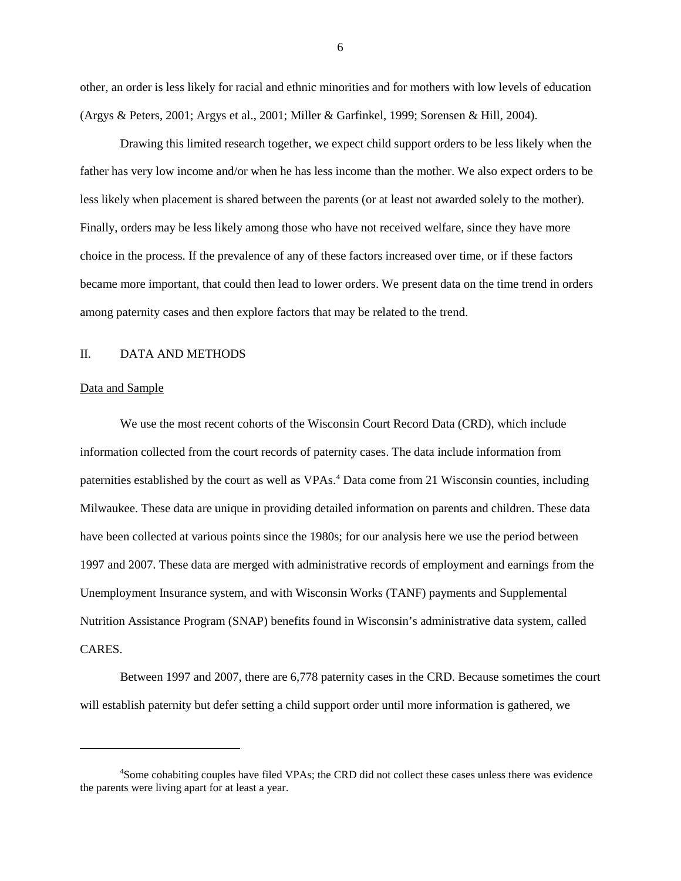other, an order is less likely for racial and ethnic minorities and for mothers with low levels of education (Argys & Peters, 2001; Argys et al., 2001; Miller & Garfinkel, 1999; Sorensen & Hill, 2004).

Drawing this limited research together, we expect child support orders to be less likely when the father has very low income and/or when he has less income than the mother. We also expect orders to be less likely when placement is shared between the parents (or at least not awarded solely to the mother). Finally, orders may be less likely among those who have not received welfare, since they have more choice in the process. If the prevalence of any of these factors increased over time, or if these factors became more important, that could then lead to lower orders. We present data on the time trend in orders among paternity cases and then explore factors that may be related to the trend.

## II. DATA AND METHODS

### Data and Sample

We use the most recent cohorts of the Wisconsin Court Record Data (CRD), which include information collected from the court records of paternity cases. The data include information from paternities established by the court as well as VPAs.[4] Data come from 21 Wisconsin counties, including Milwaukee. These data are unique in providing detailed information on parents and children. These data have been collected at various points since the 1980s; for our analysis here we use the period between 1997 and 2007. These data are merged with administrative records of employment and earnings from the Unemployment Insurance system, and with Wisconsin Works (TANF) payments and Supplemental Nutrition Assistance Program (SNAP) benefits found in Wisconsin's administrative data system, called CARES.

Between 1997 and 2007, there are 6,778 paternity cases in the CRD. Because sometimes the court will establish paternity but defer setting a child support order until more information is gathered, we

---

[4]Some cohabiting couples have filed VPAs; the CRD did not collect these cases unless there was evidence the parents were living apart for at least a year.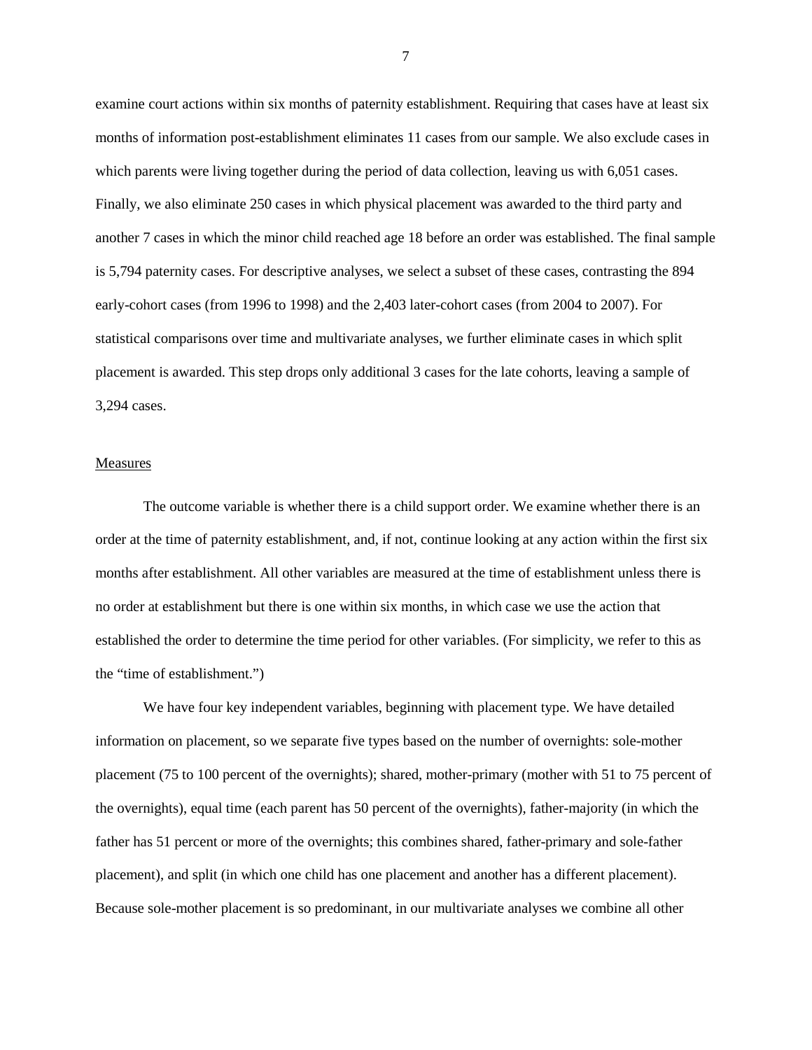examine court actions within six months of paternity establishment. Requiring that cases have at least six months of information post-establishment eliminates 11 cases from our sample. We also exclude cases in which parents were living together during the period of data collection, leaving us with 6,051 cases. Finally, we also eliminate 250 cases in which physical placement was awarded to the third party and another 7 cases in which the minor child reached age 18 before an order was established. The final sample is 5,794 paternity cases. For descriptive analyses, we select a subset of these cases, contrasting the 894 early-cohort cases (from 1996 to 1998) and the 2,403 later-cohort cases (from 2004 to 2007). For statistical comparisons over time and multivariate analyses, we further eliminate cases in which split placement is awarded. This step drops only additional 3 cases for the late cohorts, leaving a sample of 3,294 cases.

## Measures

The outcome variable is whether there is a child support order. We examine whether there is an order at the time of paternity establishment, and, if not, continue looking at any action within the first six months after establishment. All other variables are measured at the time of establishment unless there is no order at establishment but there is one within six months, in which case we use the action that established the order to determine the time period for other variables. (For simplicity, we refer to this as the "time of establishment.")

We have four key independent variables, beginning with placement type. We have detailed information on placement, so we separate five types based on the number of overnights: sole-mother placement (75 to 100 percent of the overnights); shared, mother-primary (mother with 51 to 75 percent of the overnights), equal time (each parent has 50 percent of the overnights), father-majority (in which the father has 51 percent or more of the overnights; this combines shared, father-primary and sole-father placement), and split (in which one child has one placement and another has a different placement). Because sole-mother placement is so predominant, in our multivariate analyses we combine all other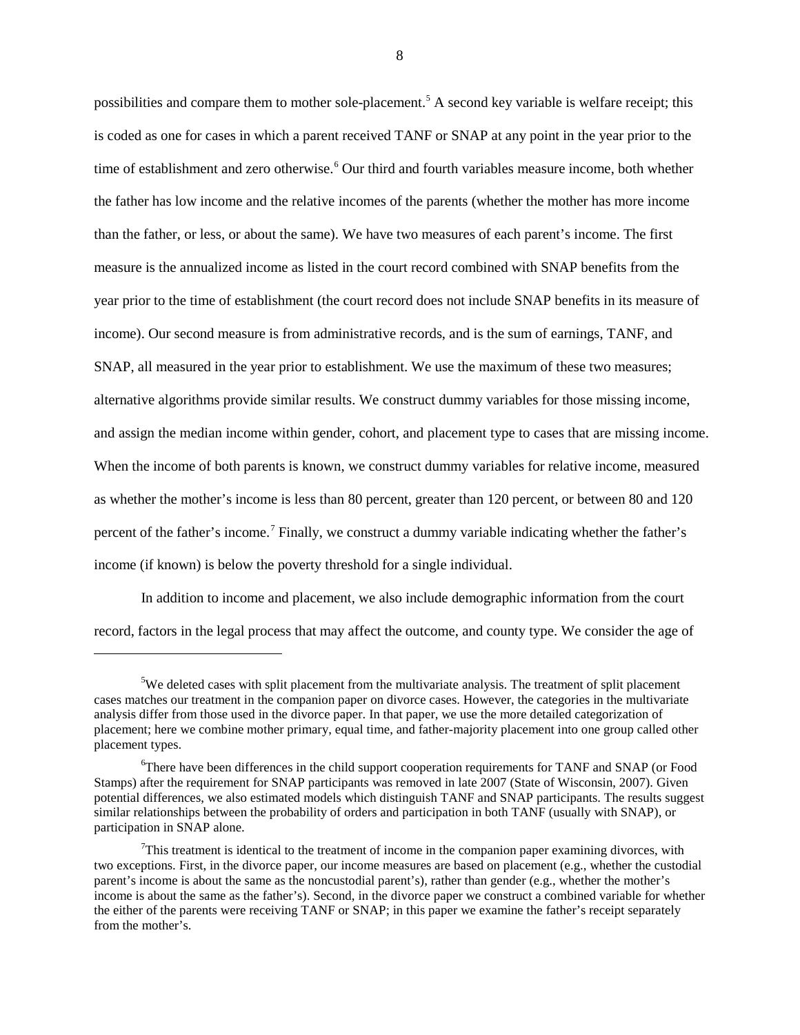possibilities and compare them to mother sole-placement.[5] A second key variable is welfare receipt; this is coded as one for cases in which a parent received TANF or SNAP at any point in the year prior to the time of establishment and zero otherwise.[6] Our third and fourth variables measure income, both whether the father has low income and the relative incomes of the parents (whether the mother has more income than the father, or less, or about the same). We have two measures of each parent's income. The first measure is the annualized income as listed in the court record combined with SNAP benefits from the year prior to the time of establishment (the court record does not include SNAP benefits in its measure of income). Our second measure is from administrative records, and is the sum of earnings, TANF, and SNAP, all measured in the year prior to establishment. We use the maximum of these two measures; alternative algorithms provide similar results. We construct dummy variables for those missing income, and assign the median income within gender, cohort, and placement type to cases that are missing income. When the income of both parents is known, we construct dummy variables for relative income, measured as whether the mother's income is less than 80 percent, greater than 120 percent, or between 80 and 120 percent of the father's income.[7] Finally, we construct a dummy variable indicating whether the father's income (if known) is below the poverty threshold for a single individual.

In addition to income and placement, we also include demographic information from the court record, factors in the legal process that may affect the outcome, and county type. We consider the age of

---

[5]We deleted cases with split placement from the multivariate analysis. The treatment of split placement cases matches our treatment in the companion paper on divorce cases. However, the categories in the multivariate analysis differ from those used in the divorce paper. In that paper, we use the more detailed categorization of placement; here we combine mother primary, equal time, and father-majority placement into one group called other placement types.

[6]There have been differences in the child support cooperation requirements for TANF and SNAP (or Food Stamps) after the requirement for SNAP participants was removed in late 2007 (State of Wisconsin, 2007). Given potential differences, we also estimated models which distinguish TANF and SNAP participants. The results suggest similar relationships between the probability of orders and participation in both TANF (usually with SNAP), or participation in SNAP alone.

[7]This treatment is identical to the treatment of income in the companion paper examining divorces, with two exceptions. First, in the divorce paper, our income measures are based on placement (e.g., whether the custodial parent's income is about the same as the noncustodial parent's), rather than gender (e.g., whether the mother's income is about the same as the father's). Second, in the divorce paper we construct a combined variable for whether the either of the parents were receiving TANF or SNAP; in this paper we examine the father's receipt separately from the mother's.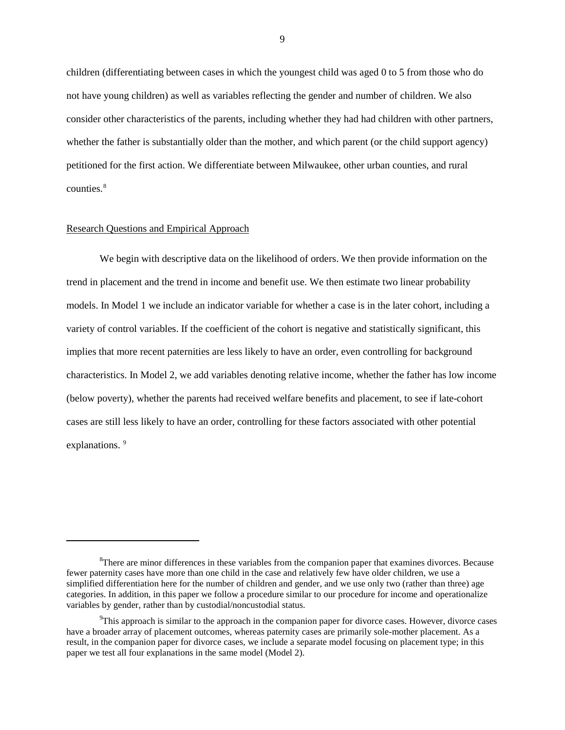children (differentiating between cases in which the youngest child was aged 0 to 5 from those who do not have young children) as well as variables reflecting the gender and number of children. We also consider other characteristics of the parents, including whether they had had children with other partners, whether the father is substantially older than the mother, and which parent (or the child support agency) petitioned for the first action. We differentiate between Milwaukee, other urban counties, and rural counties.[8]

## Research Questions and Empirical Approach

We begin with descriptive data on the likelihood of orders. We then provide information on the trend in placement and the trend in income and benefit use. We then estimate two linear probability models. In Model 1 we include an indicator variable for whether a case is in the later cohort, including a variety of control variables. If the coefficient of the cohort is negative and statistically significant, this implies that more recent paternities are less likely to have an order, even controlling for background characteristics. In Model 2, we add variables denoting relative income, whether the father has low income (below poverty), whether the parents had received welfare benefits and placement, to see if late-cohort cases are still less likely to have an order, controlling for these factors associated with other potential explanations.[9]

---

[8]There are minor differences in these variables from the companion paper that examines divorces. Because fewer paternity cases have more than one child in the case and relatively few have older children, we use a simplified differentiation here for the number of children and gender, and we use only two (rather than three) age categories. In addition, in this paper we follow a procedure similar to our procedure for income and operationalize variables by gender, rather than by custodial/noncustodial status.

[9]This approach is similar to the approach in the companion paper for divorce cases. However, divorce cases have a broader array of placement outcomes, whereas paternity cases are primarily sole-mother placement. As a result, in the companion paper for divorce cases, we include a separate model focusing on placement type; in this paper we test all four explanations in the same model (Model 2).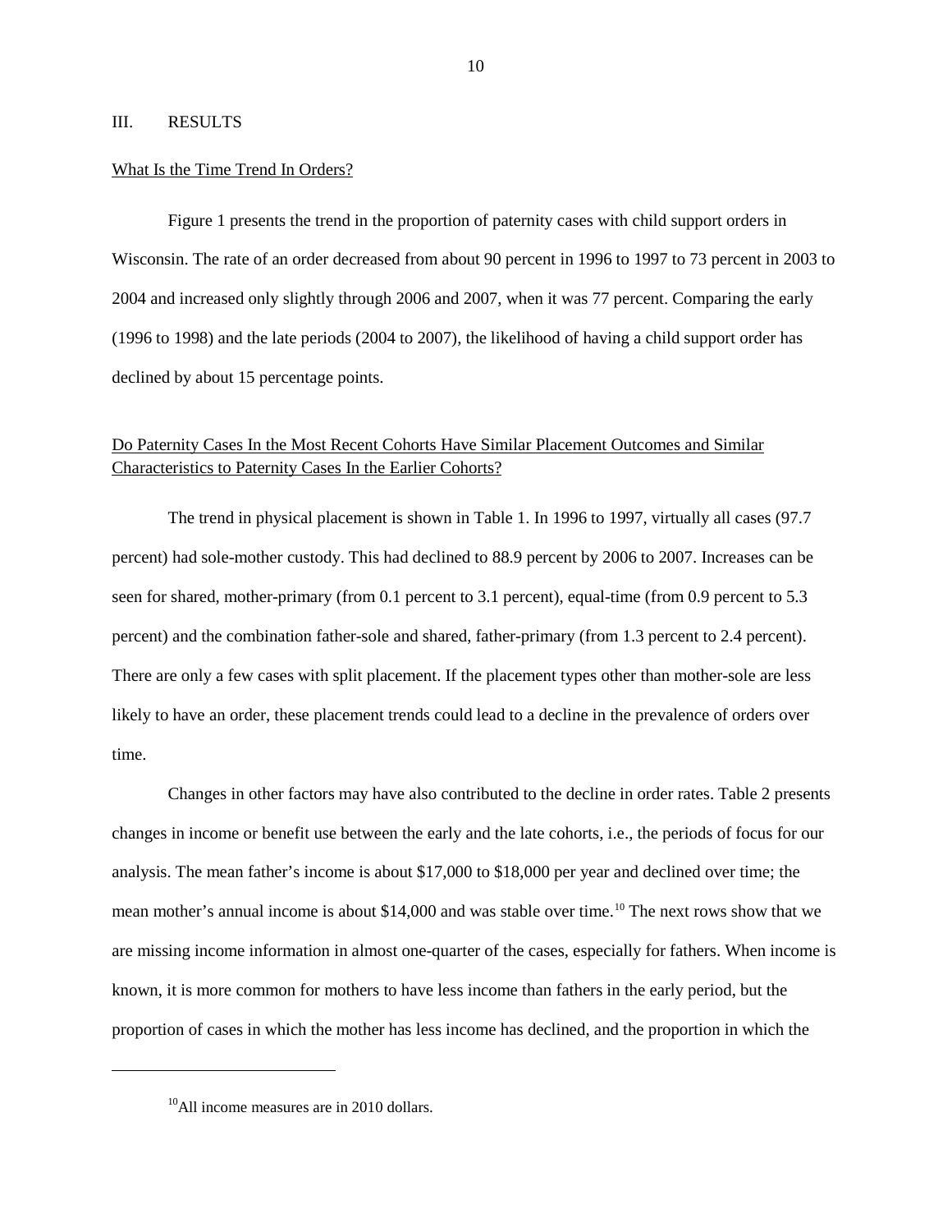## III. RESULTS

### What Is the Time Trend In Orders?

Figure 1 presents the trend in the proportion of paternity cases with child support orders in Wisconsin. The rate of an order decreased from about 90 percent in 1996 to 1997 to 73 percent in 2003 to 2004 and increased only slightly through 2006 and 2007, when it was 77 percent. Comparing the early (1996 to 1998) and the late periods (2004 to 2007), the likelihood of having a child support order has declined by about 15 percentage points.

### Do Paternity Cases In the Most Recent Cohorts Have Similar Placement Outcomes and Similar Characteristics to Paternity Cases In the Earlier Cohorts?

The trend in physical placement is shown in Table 1. In 1996 to 1997, virtually all cases (97.7 percent) had sole-mother custody. This had declined to 88.9 percent by 2006 to 2007. Increases can be seen for shared, mother-primary (from 0.1 percent to 3.1 percent), equal-time (from 0.9 percent to 5.3 percent) and the combination father-sole and shared, father-primary (from 1.3 percent to 2.4 percent). There are only a few cases with split placement. If the placement types other than mother-sole are less likely to have an order, these placement trends could lead to a decline in the prevalence of orders over time.

Changes in other factors may have also contributed to the decline in order rates. Table 2 presents changes in income or benefit use between the early and the late cohorts, i.e., the periods of focus for our analysis. The mean father's income is about $17,000 to $18,000 per year and declined over time; the mean mother's annual income is about $14,000 and was stable over time.[10] The next rows show that we are missing income information in almost one-quarter of the cases, especially for fathers. When income is known, it is more common for mothers to have less income than fathers in the early period, but the proportion of cases in which the mother has less income has declined, and the proportion in which the

---

[10] All income measures are in 2010 dollars.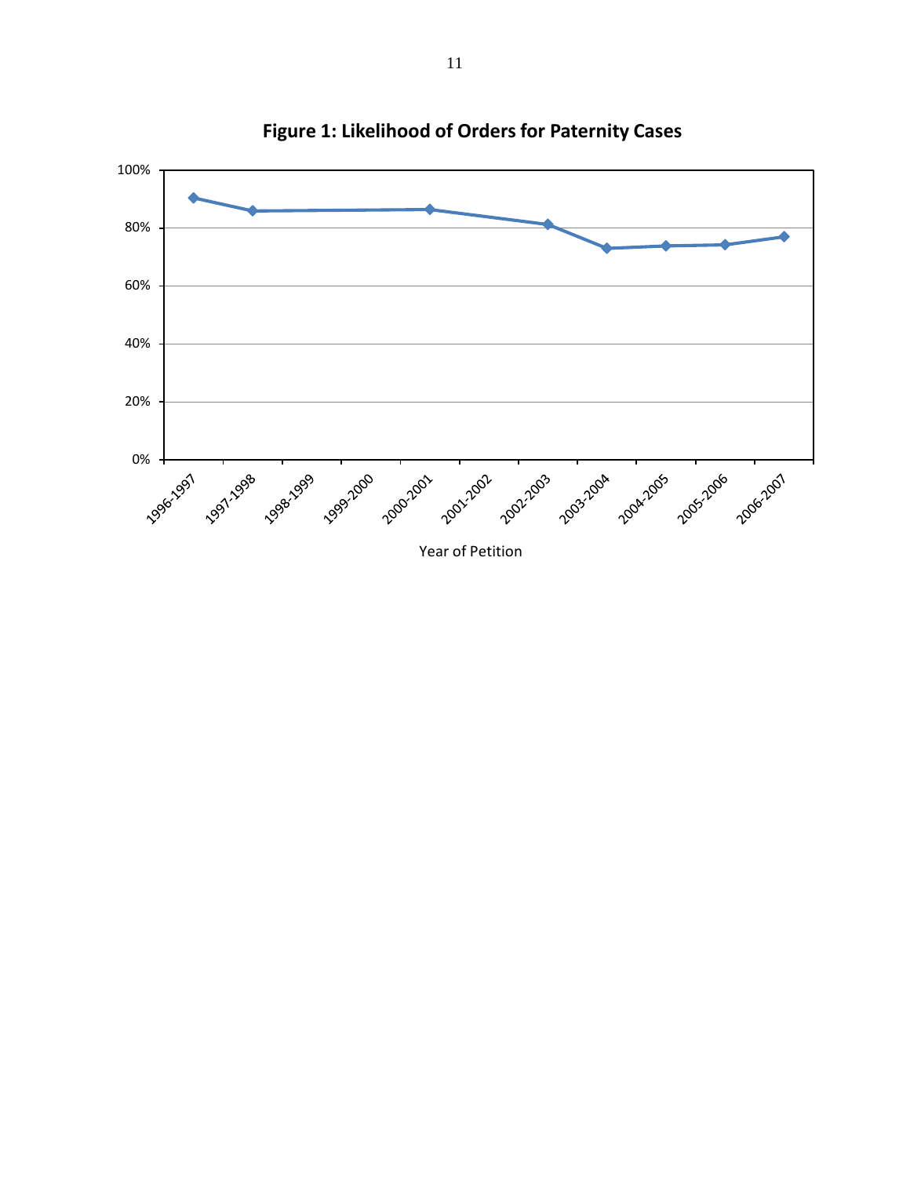**Figure 1: Likelihood of Orders for Paternity Cases**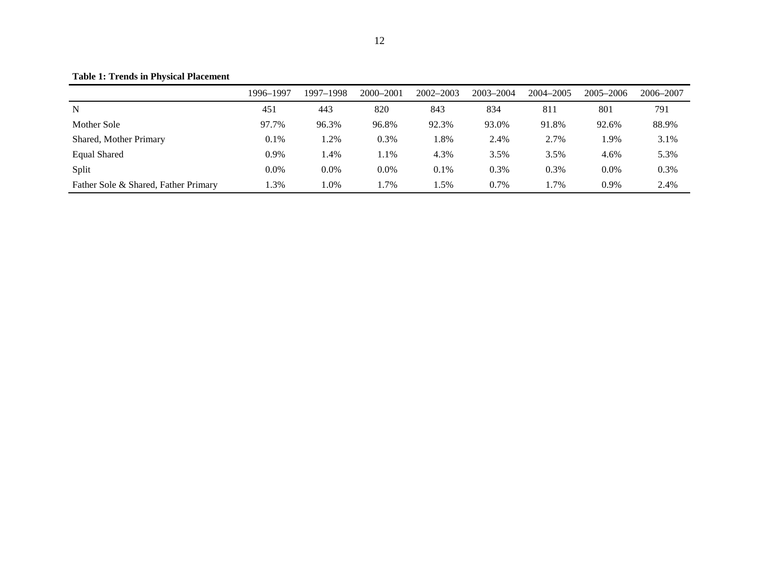**Table 1: Trends in Physical Placement**

| | 1996–1997 | 1997–1998 | 2000–2001 | 2002–2003 | 2003–2004 | 2004–2005 | 2005–2006 | 2006–2007 |
|---|---|---|---|---|---|---|---|---|
| N | 451 | 443 | 820 | 843 | 834 | 811 | 801 | 791 |
| Mother Sole | 97.7% | 96.3% | 96.8% | 92.3% | 93.0% | 91.8% | 92.6% | 88.9% |
| Shared, Mother Primary | 0.1% | 1.2% | 0.3% | 1.8% | 2.4% | 2.7% | 1.9% | 3.1% |
| Equal Shared | 0.9% | 1.4% | 1.1% | 4.3% | 3.5% | 3.5% | 4.6% | 5.3% |
| Split | 0.0% | 0.0% | 0.0% | 0.1% | 0.3% | 0.3% | 0.0% | 0.3% |
| Father Sole & Shared, Father Primary | 1.3% | 1.0% | 1.7% | 1.5% | 0.7% | 1.7% | 0.9% | 2.4% |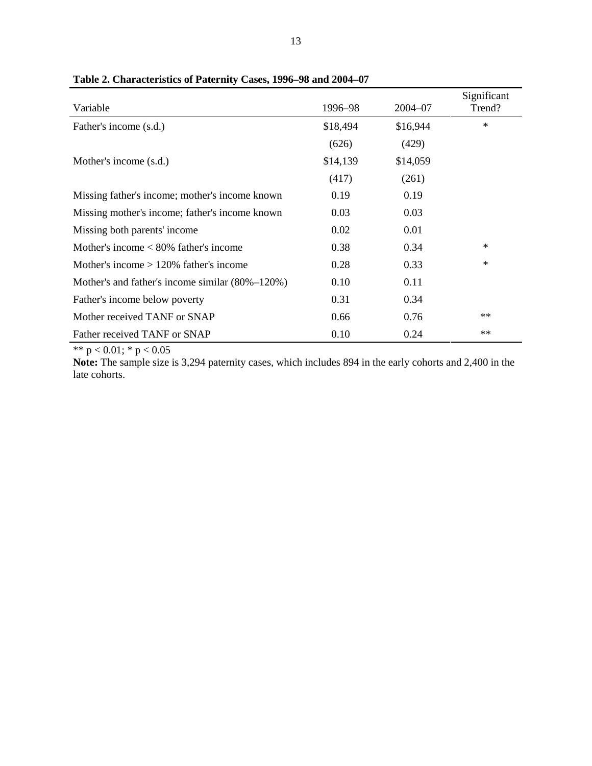**Table 2. Characteristics of Paternity Cases, 1996–98 and 2004–07**

| Variable | 1996–98 | 2004–07 | Significant Trend? |
|---|---|---|---|
| Father's income (s.d.) | \$18,494 | \$16,944 | * |
| | (626) | (429) | |
| Mother's income (s.d.) | \$14,139 | \$14,059 | |
| | (417) | (261) | |
| Missing father's income; mother's income known | 0.19 | 0.19 | |
| Missing mother's income; father's income known | 0.03 | 0.03 | |
| Missing both parents' income | 0.02 | 0.01 | |
| Mother's income < 80% father's income | 0.38 | 0.34 | * |
| Mother's income > 120% father's income | 0.28 | 0.33 | * |
| Mother's and father's income similar (80%–120%) | 0.10 | 0.11 | |
| Father's income below poverty | 0.31 | 0.34 | |
| Mother received TANF or SNAP | 0.66 | 0.76 | ** |
| Father received TANF or SNAP | 0.10 | 0.24 | ** |

** $p < 0.01$; * $p < 0.05$

**Note:** The sample size is 3,294 paternity cases, which includes 894 in the early cohorts and 2,400 in the late cohorts.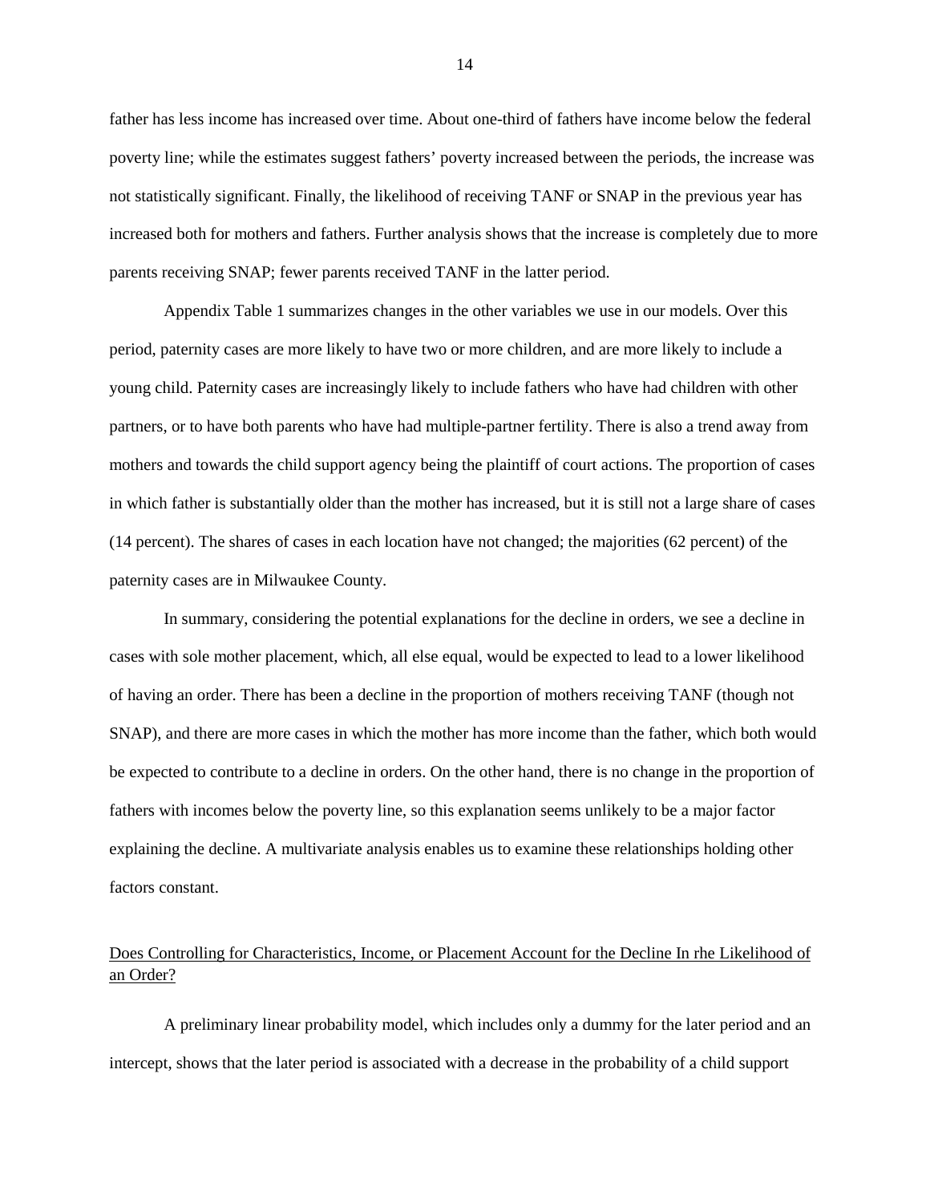father has less income has increased over time. About one-third of fathers have income below the federal poverty line; while the estimates suggest fathers' poverty increased between the periods, the increase was not statistically significant. Finally, the likelihood of receiving TANF or SNAP in the previous year has increased both for mothers and fathers. Further analysis shows that the increase is completely due to more parents receiving SNAP; fewer parents received TANF in the latter period.

Appendix Table 1 summarizes changes in the other variables we use in our models. Over this period, paternity cases are more likely to have two or more children, and are more likely to include a young child. Paternity cases are increasingly likely to include fathers who have had children with other partners, or to have both parents who have had multiple-partner fertility. There is also a trend away from mothers and towards the child support agency being the plaintiff of court actions. The proportion of cases in which father is substantially older than the mother has increased, but it is still not a large share of cases (14 percent). The shares of cases in each location have not changed; the majorities (62 percent) of the paternity cases are in Milwaukee County.

In summary, considering the potential explanations for the decline in orders, we see a decline in cases with sole mother placement, which, all else equal, would be expected to lead to a lower likelihood of having an order. There has been a decline in the proportion of mothers receiving TANF (though not SNAP), and there are more cases in which the mother has more income than the father, which both would be expected to contribute to a decline in orders. On the other hand, there is no change in the proportion of fathers with incomes below the poverty line, so this explanation seems unlikely to be a major factor explaining the decline. A multivariate analysis enables us to examine these relationships holding other factors constant.

## Does Controlling for Characteristics, Income, or Placement Account for the Decline In rhe Likelihood of an Order?

A preliminary linear probability model, which includes only a dummy for the later period and an intercept, shows that the later period is associated with a decrease in the probability of a child support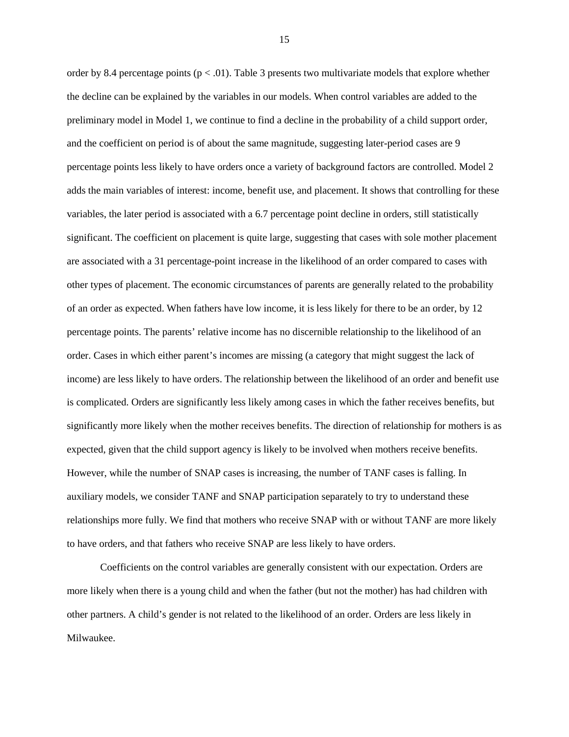order by 8.4 percentage points ($p < .01$). Table 3 presents two multivariate models that explore whether the decline can be explained by the variables in our models. When control variables are added to the preliminary model in Model 1, we continue to find a decline in the probability of a child support order, and the coefficient on period is of about the same magnitude, suggesting later-period cases are 9 percentage points less likely to have orders once a variety of background factors are controlled. Model 2 adds the main variables of interest: income, benefit use, and placement. It shows that controlling for these variables, the later period is associated with a 6.7 percentage point decline in orders, still statistically significant. The coefficient on placement is quite large, suggesting that cases with sole mother placement are associated with a 31 percentage-point increase in the likelihood of an order compared to cases with other types of placement. The economic circumstances of parents are generally related to the probability of an order as expected. When fathers have low income, it is less likely for there to be an order, by 12 percentage points. The parents' relative income has no discernible relationship to the likelihood of an order. Cases in which either parent's incomes are missing (a category that might suggest the lack of income) are less likely to have orders. The relationship between the likelihood of an order and benefit use is complicated. Orders are significantly less likely among cases in which the father receives benefits, but significantly more likely when the mother receives benefits. The direction of relationship for mothers is as expected, given that the child support agency is likely to be involved when mothers receive benefits. However, while the number of SNAP cases is increasing, the number of TANF cases is falling. In auxiliary models, we consider TANF and SNAP participation separately to try to understand these relationships more fully. We find that mothers who receive SNAP with or without TANF are more likely to have orders, and that fathers who receive SNAP are less likely to have orders.

Coefficients on the control variables are generally consistent with our expectation. Orders are more likely when there is a young child and when the father (but not the mother) has had children with other partners. A child's gender is not related to the likelihood of an order. Orders are less likely in Milwaukee.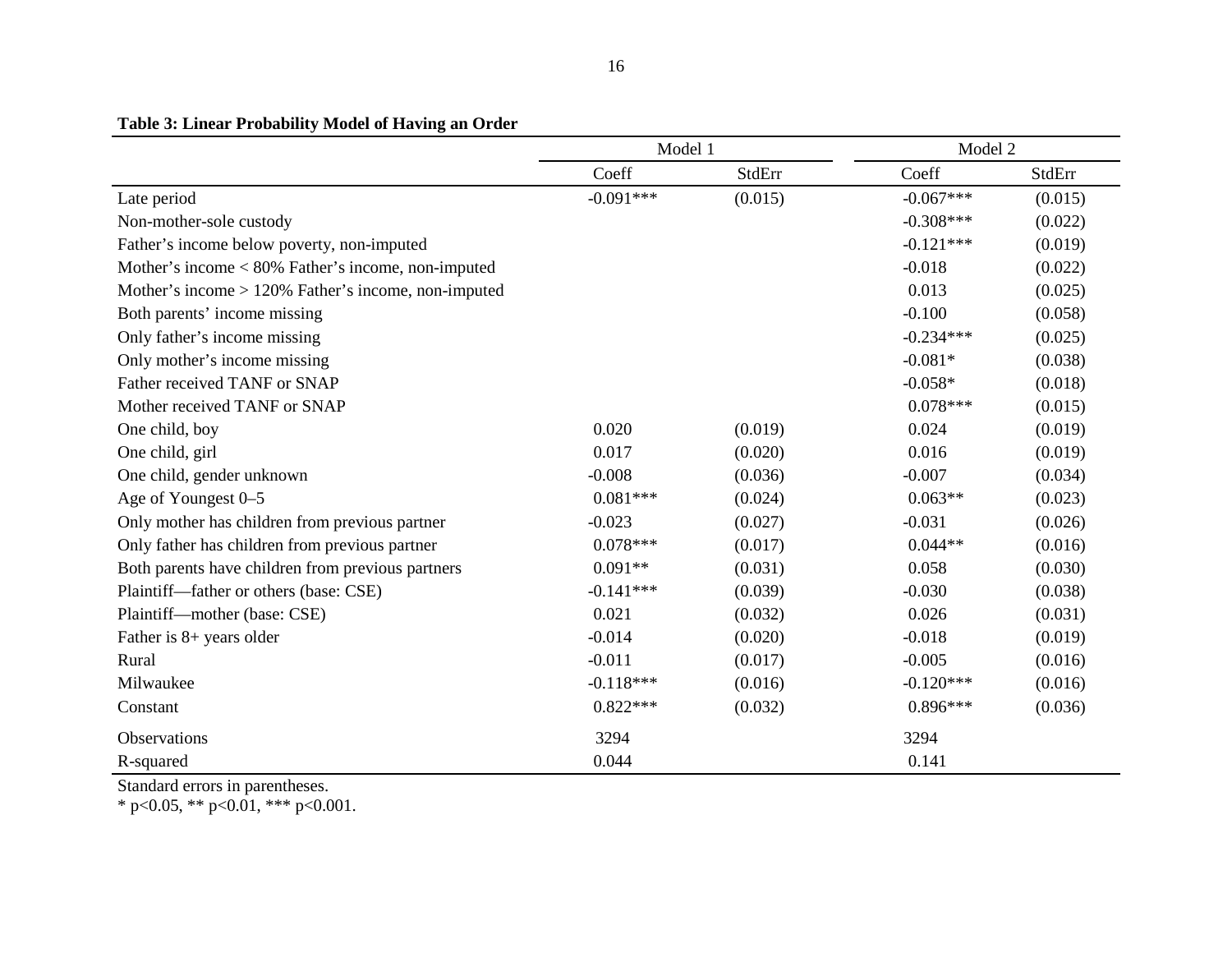**Table 3: Linear Probability Model of Having an Order**

| | Model 1 | | Model 2 | |
|---|---|---|---|---|
| | Coeff | StdErr | Coeff | StdErr |
| Late period | -0.091*** | (0.015) | -0.067*** | (0.015) |
| Non-mother-sole custody | | | -0.308*** | (0.022) |
| Father's income below poverty, non-imputed | | | -0.121*** | (0.019) |
| Mother's income < 80% Father's income, non-imputed | | | -0.018 | (0.022) |
| Mother's income > 120% Father's income, non-imputed | | | 0.013 | (0.025) |
| Both parents' income missing | | | -0.100 | (0.058) |
| Only father's income missing | | | -0.234*** | (0.025) |
| Only mother's income missing | | | -0.081* | (0.038) |
| Father received TANF or SNAP | | | -0.058* | (0.018) |
| Mother received TANF or SNAP | | | 0.078*** | (0.015) |
| One child, boy | 0.020 | (0.019) | 0.024 | (0.019) |
| One child, girl | 0.017 | (0.020) | 0.016 | (0.019) |
| One child, gender unknown | -0.008 | (0.036) | -0.007 | (0.034) |
| Age of Youngest 0–5 | 0.081*** | (0.024) | 0.063** | (0.023) |
| Only mother has children from previous partner | -0.023 | (0.027) | -0.031 | (0.026) |
| Only father has children from previous partner | 0.078*** | (0.017) | 0.044** | (0.016) |
| Both parents have children from previous partners | 0.091** | (0.031) | 0.058 | (0.030) |
| Plaintiff—father or others (base: CSE) | -0.141*** | (0.039) | -0.030 | (0.038) |
| Plaintiff—mother (base: CSE) | 0.021 | (0.032) | 0.026 | (0.031) |
| Father is 8+ years older | -0.014 | (0.020) | -0.018 | (0.019) |
| Rural | -0.011 | (0.017) | -0.005 | (0.016) |
| Milwaukee | -0.118*** | (0.016) | -0.120*** | (0.016) |
| Constant | 0.822*** | (0.032) | 0.896*** | (0.036) |
| Observations | 3294 | | 3294 | |
| R-squared | 0.044 | | 0.141 | |

Standard errors in parentheses.
* p<0.05, ** p<0.01, *** p<0.001.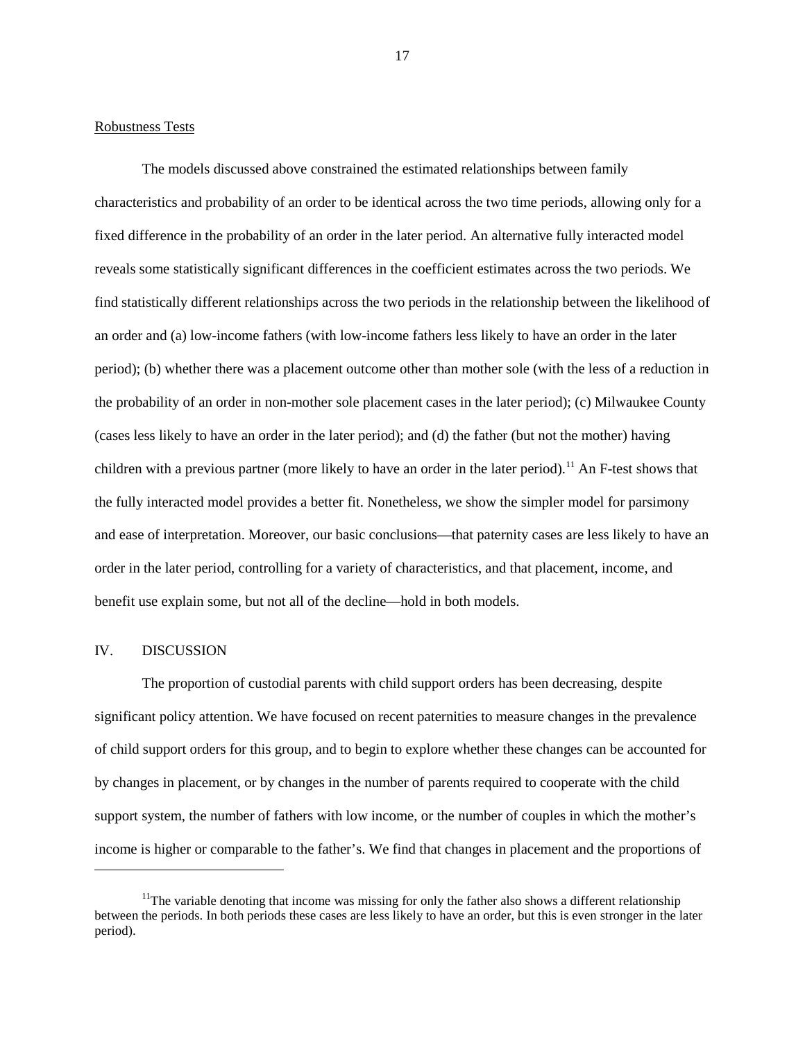Robustness Tests

The models discussed above constrained the estimated relationships between family characteristics and probability of an order to be identical across the two time periods, allowing only for a fixed difference in the probability of an order in the later period. An alternative fully interacted model reveals some statistically significant differences in the coefficient estimates across the two periods. We find statistically different relationships across the two periods in the relationship between the likelihood of an order and (a) low-income fathers (with low-income fathers less likely to have an order in the later period); (b) whether there was a placement outcome other than mother sole (with the less of a reduction in the probability of an order in non-mother sole placement cases in the later period); (c) Milwaukee County (cases less likely to have an order in the later period); and (d) the father (but not the mother) having children with a previous partner (more likely to have an order in the later period).[11] An F-test shows that the fully interacted model provides a better fit. Nonetheless, we show the simpler model for parsimony and ease of interpretation. Moreover, our basic conclusions—that paternity cases are less likely to have an order in the later period, controlling for a variety of characteristics, and that placement, income, and benefit use explain some, but not all of the decline—hold in both models.

## IV. DISCUSSION

The proportion of custodial parents with child support orders has been decreasing, despite significant policy attention. We have focused on recent paternities to measure changes in the prevalence of child support orders for this group, and to begin to explore whether these changes can be accounted for by changes in placement, or by changes in the number of parents required to cooperate with the child support system, the number of fathers with low income, or the number of couples in which the mother's income is higher or comparable to the father's. We find that changes in placement and the proportions of

[11]The variable denoting that income was missing for only the father also shows a different relationship between the periods. In both periods these cases are less likely to have an order, but this is even stronger in the later period).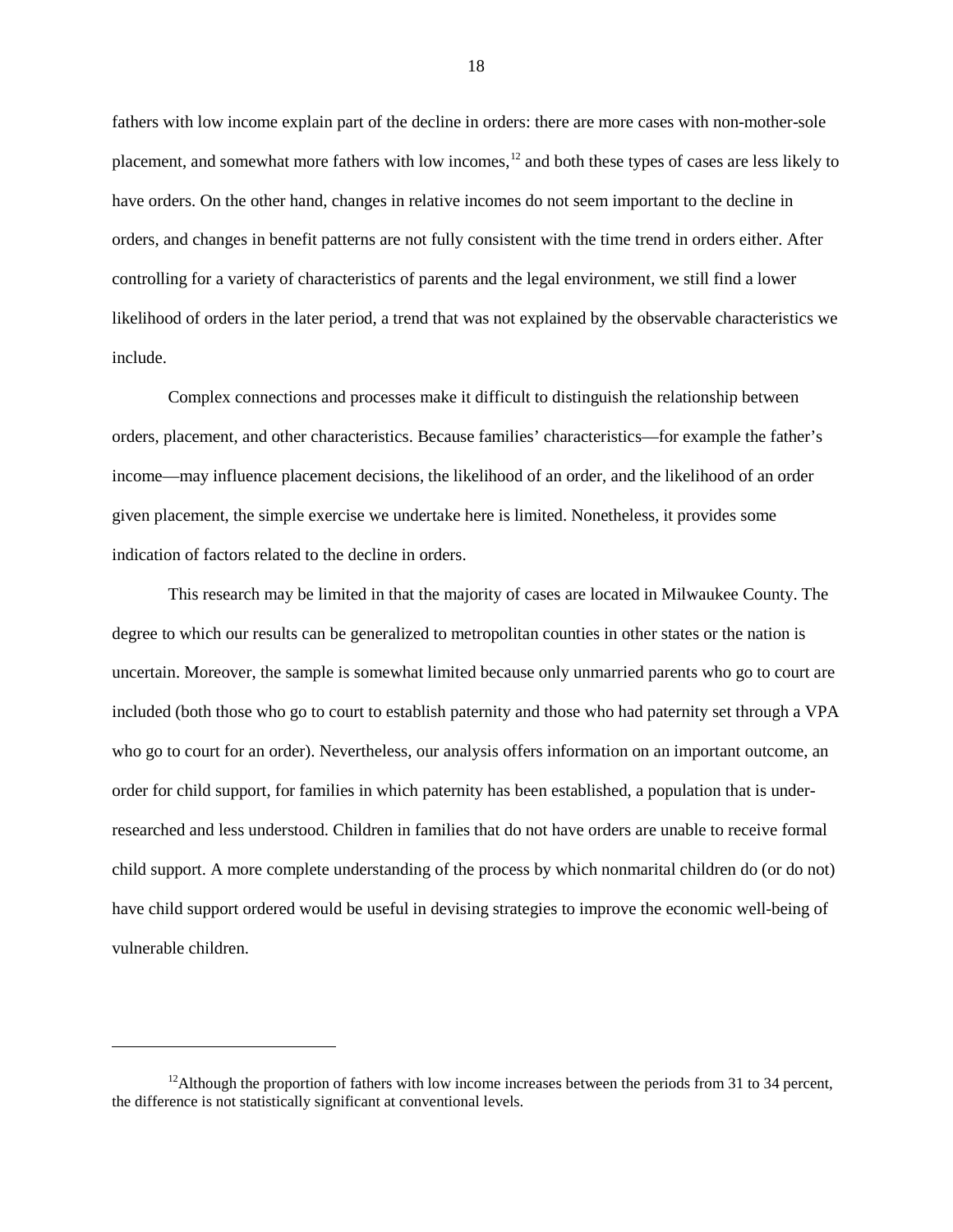fathers with low income explain part of the decline in orders: there are more cases with non-mother-sole placement, and somewhat more fathers with low incomes,[12] and both these types of cases are less likely to have orders. On the other hand, changes in relative incomes do not seem important to the decline in orders, and changes in benefit patterns are not fully consistent with the time trend in orders either. After controlling for a variety of characteristics of parents and the legal environment, we still find a lower likelihood of orders in the later period, a trend that was not explained by the observable characteristics we include.

Complex connections and processes make it difficult to distinguish the relationship between orders, placement, and other characteristics. Because families' characteristics—for example the father's income—may influence placement decisions, the likelihood of an order, and the likelihood of an order given placement, the simple exercise we undertake here is limited. Nonetheless, it provides some indication of factors related to the decline in orders.

This research may be limited in that the majority of cases are located in Milwaukee County. The degree to which our results can be generalized to metropolitan counties in other states or the nation is uncertain. Moreover, the sample is somewhat limited because only unmarried parents who go to court are included (both those who go to court to establish paternity and those who had paternity set through a VPA who go to court for an order). Nevertheless, our analysis offers information on an important outcome, an order for child support, for families in which paternity has been established, a population that is under-researched and less understood. Children in families that do not have orders are unable to receive formal child support. A more complete understanding of the process by which nonmarital children do (or do not) have child support ordered would be useful in devising strategies to improve the economic well-being of vulnerable children.

---

[12]Although the proportion of fathers with low income increases between the periods from 31 to 34 percent, the difference is not statistically significant at conventional levels.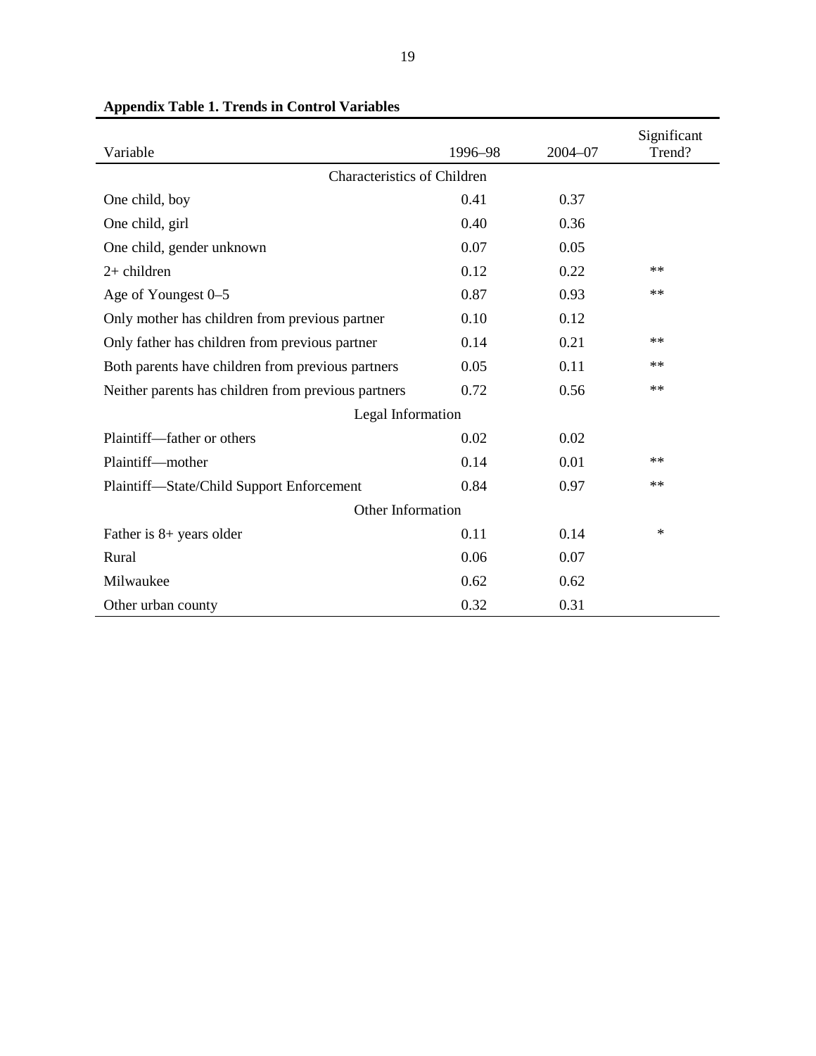**Appendix Table 1. Trends in Control Variables**

| Variable | 1996–98 | 2004–07 | Significant Trend? |
|---|---|---|---|
| Characteristics of Children | | | |
| One child, boy | 0.41 | 0.37 | |
| One child, girl | 0.40 | 0.36 | |
| One child, gender unknown | 0.07 | 0.05 | |
| 2+ children | 0.12 | 0.22 | ** |
| Age of Youngest 0–5 | 0.87 | 0.93 | ** |
| Only mother has children from previous partner | 0.10 | 0.12 | |
| Only father has children from previous partner | 0.14 | 0.21 | ** |
| Both parents have children from previous partners | 0.05 | 0.11 | ** |
| Neither parents has children from previous partners | 0.72 | 0.56 | ** |
| Legal Information | | | |
| Plaintiff—father or others | 0.02 | 0.02 | |
| Plaintiff—mother | 0.14 | 0.01 | ** |
| Plaintiff—State/Child Support Enforcement | 0.84 | 0.97 | ** |
| Other Information | | | |
| Father is 8+ years older | 0.11 | 0.14 | * |
| Rural | 0.06 | 0.07 | |
| Milwaukee | 0.62 | 0.62 | |
| Other urban county | 0.32 | 0.31 | |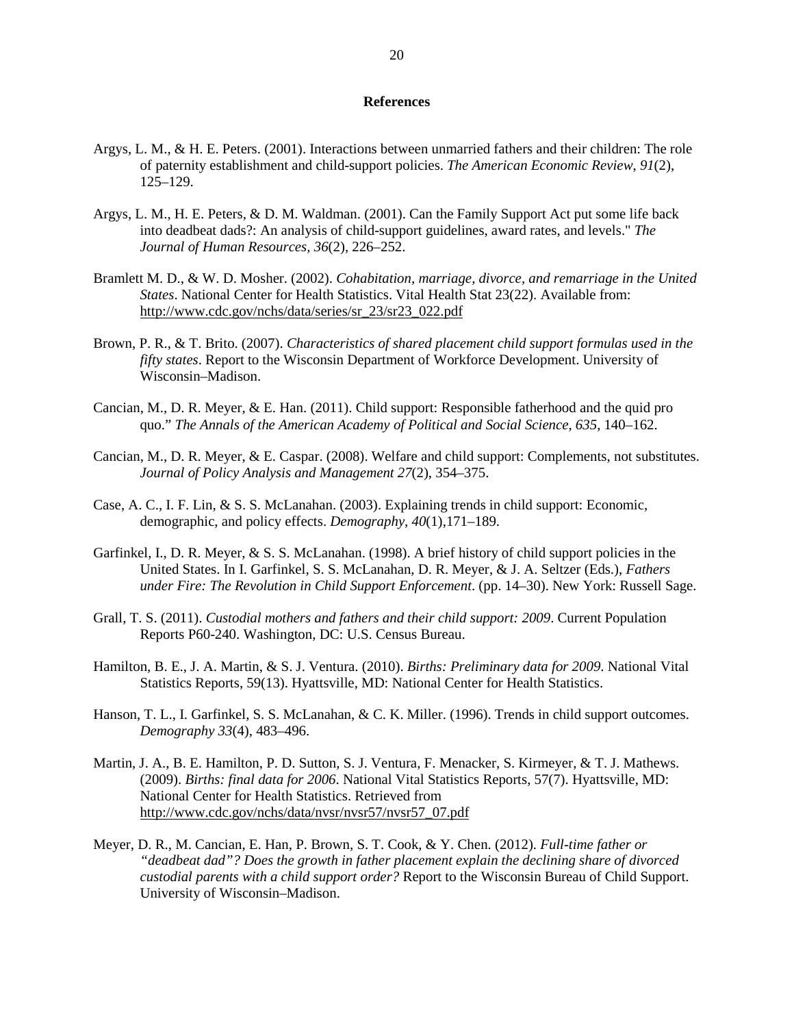**References**

Argys, L. M., & H. E. Peters. (2001). Interactions between unmarried fathers and their children: The role of paternity establishment and child-support policies. *The American Economic Review*, *91*(2), 125–129.

Argys, L. M., H. E. Peters, & D. M. Waldman. (2001). Can the Family Support Act put some life back into deadbeat dads?: An analysis of child-support guidelines, award rates, and levels." *The Journal of Human Resources, 36*(2), 226–252.

Bramlett M. D., & W. D. Mosher. (2002). *Cohabitation, marriage, divorce, and remarriage in the United States*. National Center for Health Statistics. Vital Health Stat 23(22). Available from: http://www.cdc.gov/nchs/data/series/sr_23/sr23_022.pdf

Brown, P. R., & T. Brito. (2007). *Characteristics of shared placement child support formulas used in the fifty states*. Report to the Wisconsin Department of Workforce Development. University of Wisconsin–Madison.

Cancian, M., D. R. Meyer, & E. Han. (2011). Child support: Responsible fatherhood and the quid pro quo." *The Annals of the American Academy of Political and Social Science*, *635*, 140–162.

Cancian, M., D. R. Meyer, & E. Caspar. (2008). Welfare and child support: Complements, not substitutes. *Journal of Policy Analysis and Management 27*(2), 354–375.

Case, A. C., I. F. Lin, & S. S. McLanahan. (2003). Explaining trends in child support: Economic, demographic, and policy effects. *Demography*, *40*(1),171–189.

Garfinkel, I., D. R. Meyer, & S. S. McLanahan. (1998). A brief history of child support policies in the United States. In I. Garfinkel, S. S. McLanahan, D. R. Meyer, & J. A. Seltzer (Eds.), *Fathers under Fire: The Revolution in Child Support Enforcement*. (pp. 14–30). New York: Russell Sage.

Grall, T. S. (2011). *Custodial mothers and fathers and their child support: 2009*. Current Population Reports P60-240. Washington, DC: U.S. Census Bureau.

Hamilton, B. E., J. A. Martin, & S. J. Ventura. (2010). *Births: Preliminary data for 2009*. National Vital Statistics Reports, 59(13). Hyattsville, MD: National Center for Health Statistics.

Hanson, T. L., I. Garfinkel, S. S. McLanahan, & C. K. Miller. (1996). Trends in child support outcomes. *Demography 33*(4), 483–496.

Martin, J. A., B. E. Hamilton, P. D. Sutton, S. J. Ventura, F. Menacker, S. Kirmeyer, & T. J. Mathews. (2009). *Births: final data for 2006*. National Vital Statistics Reports, 57(7). Hyattsville, MD: National Center for Health Statistics. Retrieved from http://www.cdc.gov/nchs/data/nvsr/nvsr57/nvsr57_07.pdf

Meyer, D. R., M. Cancian, E. Han, P. Brown, S. T. Cook, & Y. Chen. (2012). *Full-time father or "deadbeat dad"? Does the growth in father placement explain the declining share of divorced custodial parents with a child support order?* Report to the Wisconsin Bureau of Child Support. University of Wisconsin–Madison.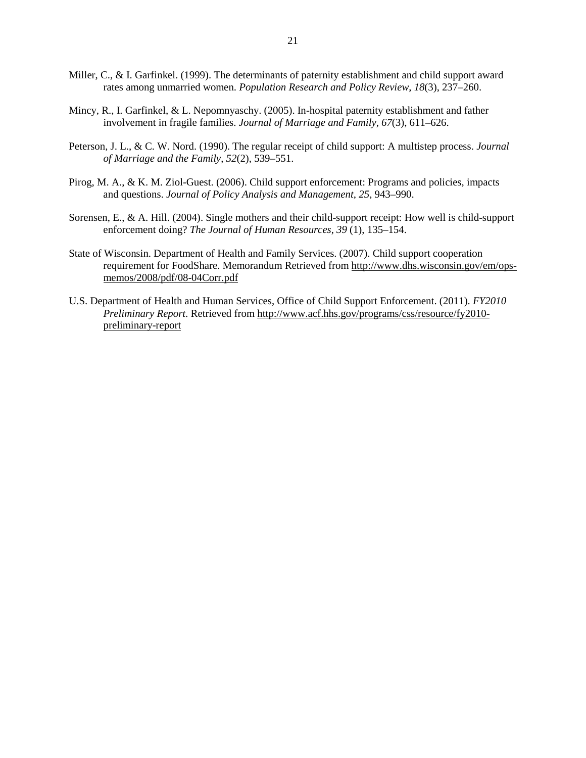Miller, C., & I. Garfinkel. (1999). The determinants of paternity establishment and child support award rates among unmarried women. *Population Research and Policy Review*, *18*(3), 237–260.

Mincy, R., I. Garfinkel, & L. Nepomnyaschy. (2005). In-hospital paternity establishment and father involvement in fragile families. *Journal of Marriage and Family*, *67*(3), 611–626.

Peterson, J. L., & C. W. Nord. (1990). The regular receipt of child support: A multistep process. *Journal of Marriage and the Family*, *52*(2), 539–551.

Pirog, M. A., & K. M. Ziol-Guest. (2006). Child support enforcement: Programs and policies, impacts and questions. *Journal of Policy Analysis and Management*, *25*, 943–990.

Sorensen, E., & A. Hill. (2004). Single mothers and their child-support receipt: How well is child-support enforcement doing? *The Journal of Human Resources*, *39* (1), 135–154.

State of Wisconsin. Department of Health and Family Services. (2007). Child support cooperation requirement for FoodShare. Memorandum Retrieved from http://www.dhs.wisconsin.gov/em/ops-memos/2008/pdf/08-04Corr.pdf

U.S. Department of Health and Human Services, Office of Child Support Enforcement. (2011). *FY2010 Preliminary Report*. Retrieved from http://www.acf.hhs.gov/programs/css/resource/fy2010-preliminary-report